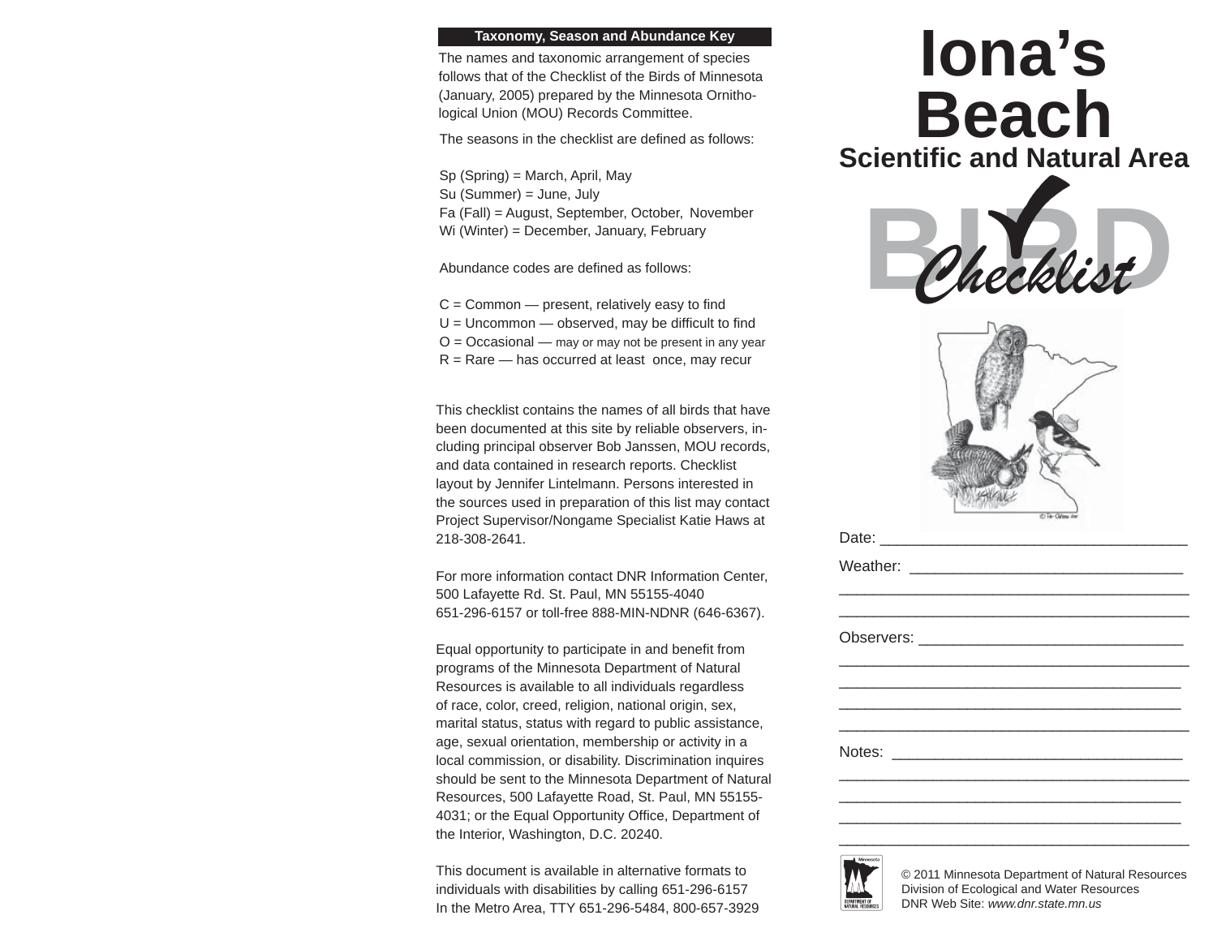# Iona's Beach

## Scientific and Natural Area

# BIRD Checklist

Date: ___________________________________

Weather: ________________________________

__________________________________________

__________________________________________

Observers: _______________________________

__________________________________________

__________________________________________

__________________________________________

__________________________________________

Notes: __________________________________

__________________________________________

__________________________________________

__________________________________________

__________________________________________

© 2011 Minnesota Department of Natural Resources
Division of Ecological and Water Resources
DNR Web Site: *www.dnr.state.mn.us*

### Taxonomy, Season and Abundance Key

The names and taxonomic arrangement of species follows that of the Checklist of the Birds of Minnesota (January, 2005) prepared by the Minnesota Ornithological Union (MOU) Records Committee.

The seasons in the checklist are defined as follows:

Sp (Spring) = March, April, May
Su (Summer) = June, July
Fa (Fall) = August, September, October, November
Wi (Winter) = December, January, February

Abundance codes are defined as follows:

C = Common — present, relatively easy to find
U = Uncommon — observed, may be difficult to find
O = Occasional — may or may not be present in any year
R = Rare — has occurred at least once, may recur

This checklist contains the names of all birds that have been documented at this site by reliable observers, including principal observer Bob Janssen, MOU records, and data contained in research reports. Checklist layout by Jennifer Lintelmann. Persons interested in the sources used in preparation of this list may contact Project Supervisor/Nongame Specialist Katie Haws at 218-308-2641.

For more information contact DNR Information Center, 500 Lafayette Rd. St. Paul, MN 55155-4040
651-296-6157 or toll-free 888-MIN-NDNR (646-6367).

Equal opportunity to participate in and benefit from programs of the Minnesota Department of Natural Resources is available to all individuals regardless of race, color, creed, religion, national origin, sex, marital status, status with regard to public assistance, age, sexual orientation, membership or activity in a local commission, or disability. Discrimination inquires should be sent to the Minnesota Department of Natural Resources, 500 Lafayette Road, St. Paul, MN 55155-4031; or the Equal Opportunity Office, Department of the Interior, Washington, D.C. 20240.

This document is available in alternative formats to individuals with disabilities by calling 651-296-6157
In the Metro Area, TTY 651-296-5484, 800-657-3929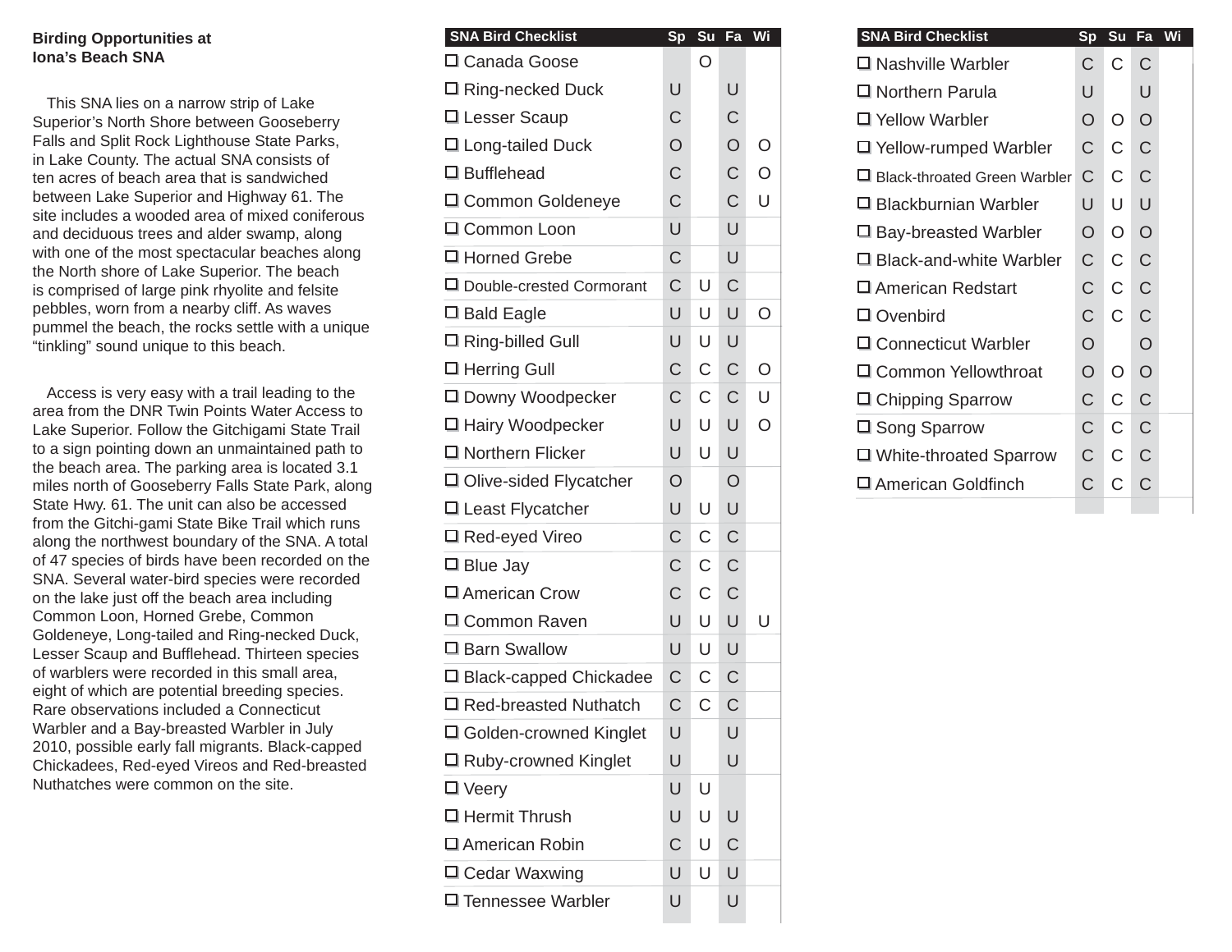**Birding Opportunities at Iona's Beach SNA**

This SNA lies on a narrow strip of Lake Superior's North Shore between Gooseberry Falls and Split Rock Lighthouse State Parks, in Lake County. The actual SNA consists of ten acres of beach area that is sandwiched between Lake Superior and Highway 61. The site includes a wooded area of mixed coniferous and deciduous trees and alder swamp, along with one of the most spectacular beaches along the North shore of Lake Superior. The beach is comprised of large pink rhyolite and felsite pebbles, worn from a nearby cliff. As waves pummel the beach, the rocks settle with a unique "tinkling" sound unique to this beach.

Access is very easy with a trail leading to the area from the DNR Twin Points Water Access to Lake Superior. Follow the Gitchigami State Trail to a sign pointing down an unmaintained path to the beach area. The parking area is located 3.1 miles north of Gooseberry Falls State Park, along State Hwy. 61. The unit can also be accessed from the Gitchi-gami State Bike Trail which runs along the northwest boundary of the SNA. A total of 47 species of birds have been recorded on the SNA. Several water-bird species were recorded on the lake just off the beach area including Common Loon, Horned Grebe, Common Goldeneye, Long-tailed and Ring-necked Duck, Lesser Scaup and Bufflehead. Thirteen species of warblers were recorded in this small area, eight of which are potential breeding species. Rare observations included a Connecticut Warbler and a Bay-breasted Warbler in July 2010, possible early fall migrants. Black-capped Chickadees, Red-eyed Vireos and Red-breasted Nuthatches were common on the site.

| SNA Bird Checklist | Sp | Su | Fa | Wi |
|---|---|---|---|---|
| ☐ Canada Goose | | O | | |
| ☐ Ring-necked Duck | U | | U | |
| ☐ Lesser Scaup | C | | C | |
| ☐ Long-tailed Duck | O | | O | O |
| ☐ Bufflehead | C | | C | O |
| ☐ Common Goldeneye | C | | C | U |
| ☐ Common Loon | U | | U | |
| ☐ Horned Grebe | C | | U | |
| ☐ Double-crested Cormorant | C | U | C | |
| ☐ Bald Eagle | U | U | U | O |
| ☐ Ring-billed Gull | U | U | U | |
| ☐ Herring Gull | C | C | C | O |
| ☐ Downy Woodpecker | C | C | C | U |
| ☐ Hairy Woodpecker | U | U | U | O |
| ☐ Northern Flicker | U | U | U | |
| ☐ Olive-sided Flycatcher | O | | O | |
| ☐ Least Flycatcher | U | U | U | |
| ☐ Red-eyed Vireo | C | C | C | |
| ☐ Blue Jay | C | C | C | |
| ☐ American Crow | C | C | C | |
| ☐ Common Raven | U | U | U | U |
| ☐ Barn Swallow | U | U | U | |
| ☐ Black-capped Chickadee | C | C | C | |
| ☐ Red-breasted Nuthatch | C | C | C | |
| ☐ Golden-crowned Kinglet | U | | U | |
| ☐ Ruby-crowned Kinglet | U | | U | |
| ☐ Veery | U | U | | |
| ☐ Hermit Thrush | U | U | U | |
| ☐ American Robin | C | U | C | |
| ☐ Cedar Waxwing | U | U | U | |
| ☐ Tennessee Warbler | U | | U | |
| ☐ Nashville Warbler | C | C | C | |
| ☐ Northern Parula | U | | U | |
| ☐ Yellow Warbler | O | O | O | |
| ☐ Yellow-rumped Warbler | C | C | C | |
| ☐ Black-throated Green Warbler | C | C | C | |
| ☐ Blackburnian Warbler | U | U | U | |
| ☐ Bay-breasted Warbler | O | O | O | |
| ☐ Black-and-white Warbler | C | C | C | |
| ☐ American Redstart | C | C | C | |
| ☐ Ovenbird | C | C | C | |
| ☐ Connecticut Warbler | O | | O | |
| ☐ Common Yellowthroat | O | O | O | |
| ☐ Chipping Sparrow | C | C | C | |
| ☐ Song Sparrow | C | C | C | |
| ☐ White-throated Sparrow | C | C | C | |
| ☐ American Goldfinch | C | C | C | |